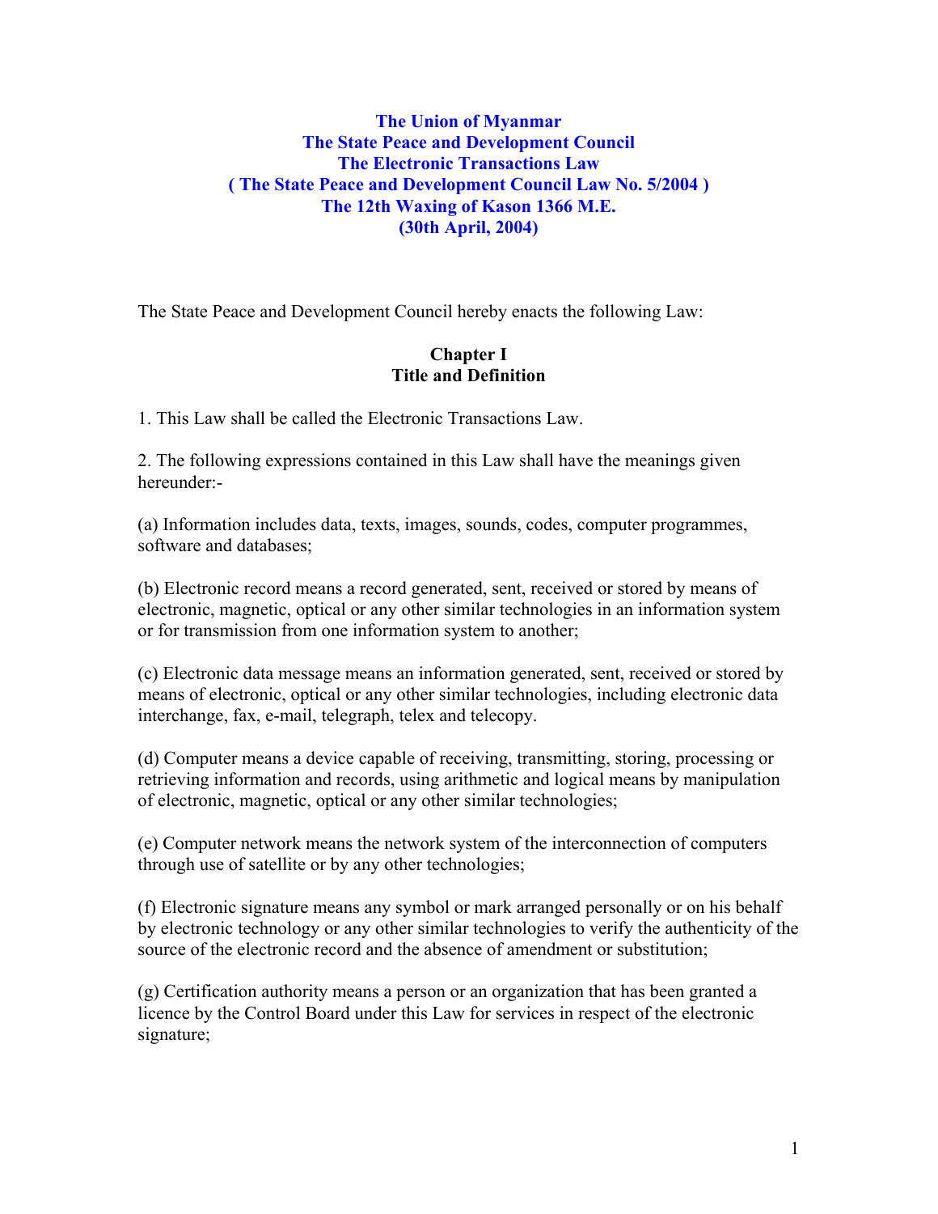# The Union of Myanmar
# The State Peace and Development Council
# The Electronic Transactions Law
# ( The State Peace and Development Council Law No. 5/2004 )
# The 12th Waxing of Kason 1366 M.E.
# (30th April, 2004)

The State Peace and Development Council hereby enacts the following Law:

## Chapter I
## Title and Definition

1. This Law shall be called the Electronic Transactions Law.

2. The following expressions contained in this Law shall have the meanings given hereunder:-

(a) Information includes data, texts, images, sounds, codes, computer programmes, software and databases;

(b) Electronic record means a record generated, sent, received or stored by means of electronic, magnetic, optical or any other similar technologies in an information system or for transmission from one information system to another;

(c) Electronic data message means an information generated, sent, received or stored by means of electronic, optical or any other similar technologies, including electronic data interchange, fax, e-mail, telegraph, telex and telecopy.

(d) Computer means a device capable of receiving, transmitting, storing, processing or retrieving information and records, using arithmetic and logical means by manipulation of electronic, magnetic, optical or any other similar technologies;

(e) Computer network means the network system of the interconnection of computers through use of satellite or by any other technologies;

(f) Electronic signature means any symbol or mark arranged personally or on his behalf by electronic technology or any other similar technologies to verify the authenticity of the source of the electronic record and the absence of amendment or substitution;

(g) Certification authority means a person or an organization that has been granted a licence by the Control Board under this Law for services in respect of the electronic signature;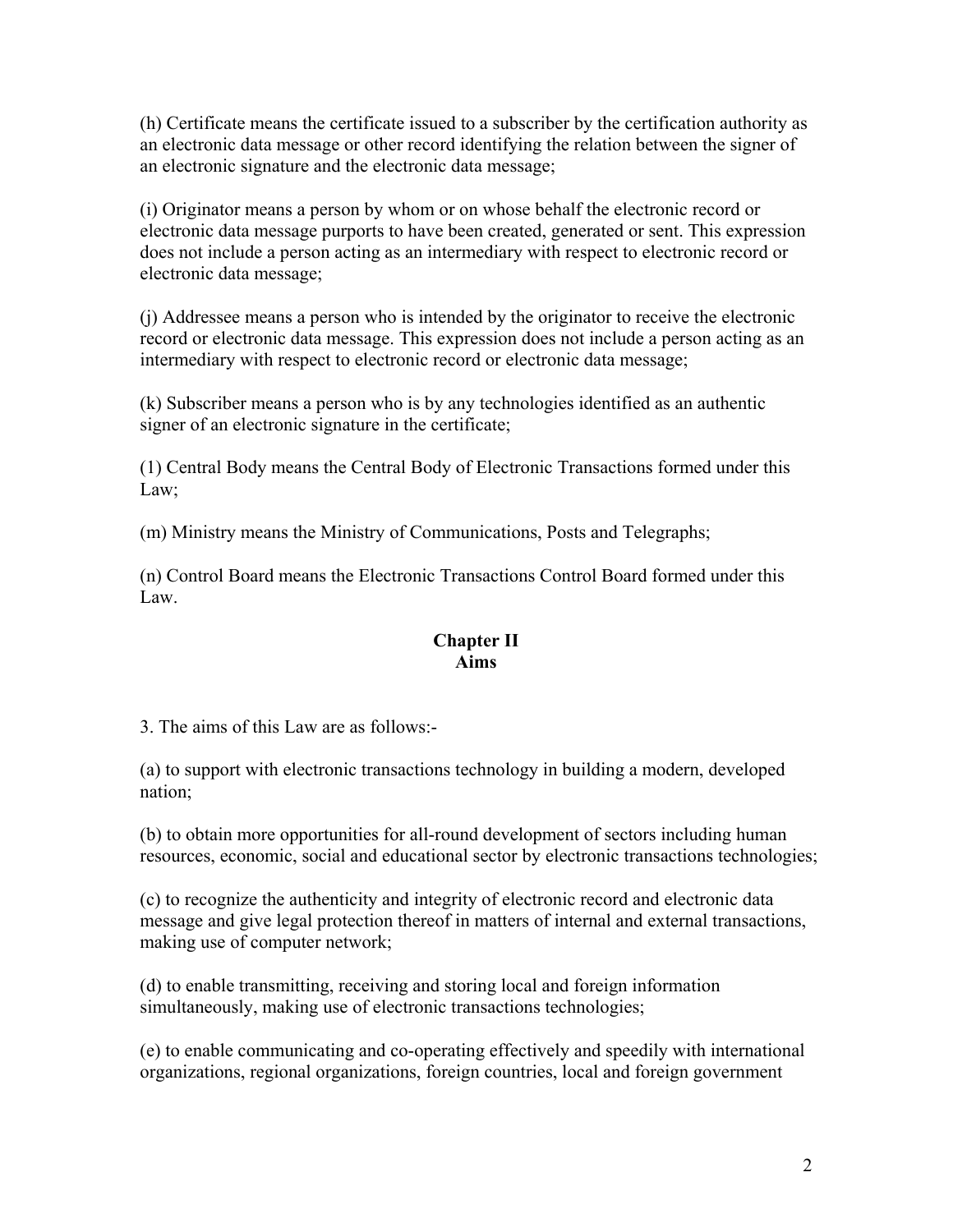(h) Certificate means the certificate issued to a subscriber by the certification authority as an electronic data message or other record identifying the relation between the signer of an electronic signature and the electronic data message;

(i) Originator means a person by whom or on whose behalf the electronic record or electronic data message purports to have been created, generated or sent. This expression does not include a person acting as an intermediary with respect to electronic record or electronic data message;

(j) Addressee means a person who is intended by the originator to receive the electronic record or electronic data message. This expression does not include a person acting as an intermediary with respect to electronic record or electronic data message;

(k) Subscriber means a person who is by any technologies identified as an authentic signer of an electronic signature in the certificate;

(1) Central Body means the Central Body of Electronic Transactions formed under this Law;

(m) Ministry means the Ministry of Communications, Posts and Telegraphs;

(n) Control Board means the Electronic Transactions Control Board formed under this Law.

## Chapter II
## Aims

3. The aims of this Law are as follows:-

(a) to support with electronic transactions technology in building a modern, developed nation;

(b) to obtain more opportunities for all-round development of sectors including human resources, economic, social and educational sector by electronic transactions technologies;

(c) to recognize the authenticity and integrity of electronic record and electronic data message and give legal protection thereof in matters of internal and external transactions, making use of computer network;

(d) to enable transmitting, receiving and storing local and foreign information simultaneously, making use of electronic transactions technologies;

(e) to enable communicating and co-operating effectively and speedily with international organizations, regional organizations, foreign countries, local and foreign government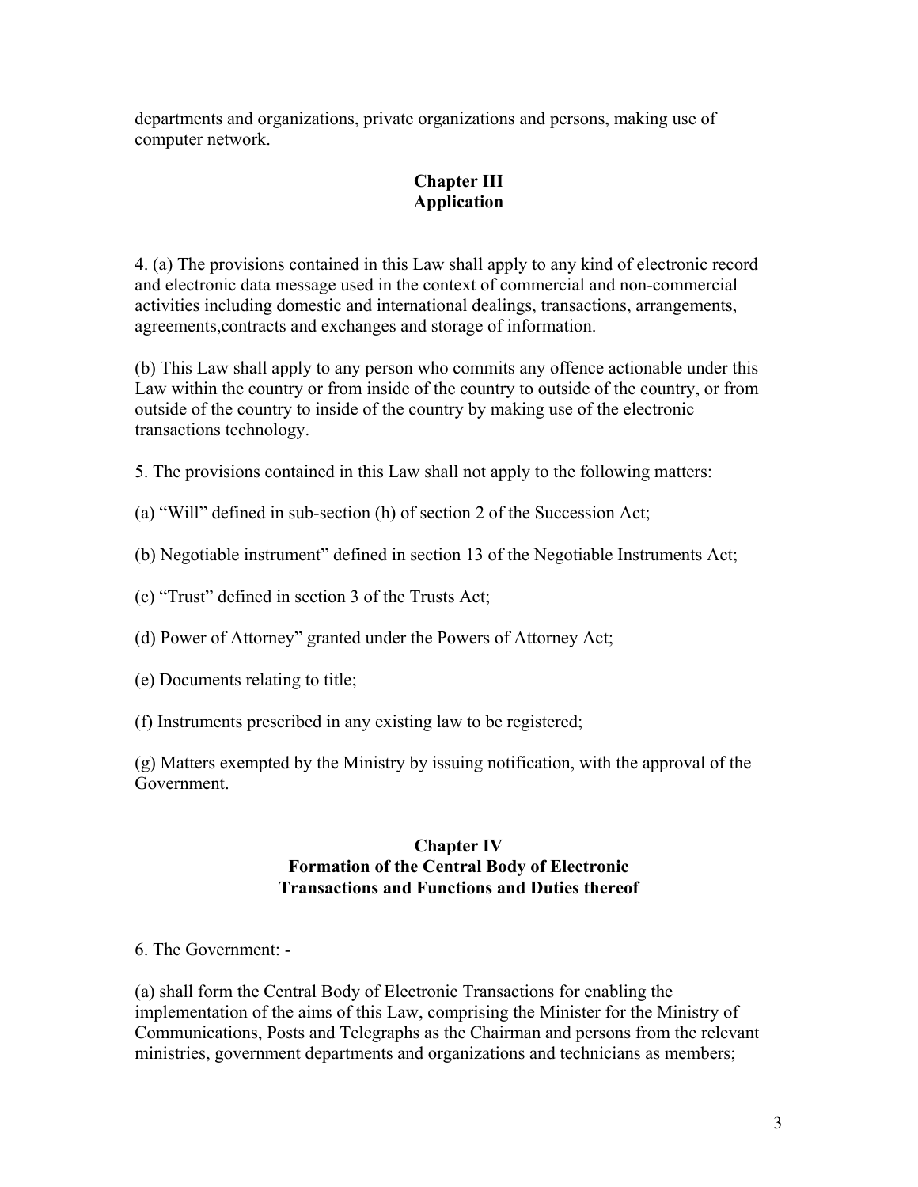departments and organizations, private organizations and persons, making use of computer network.

## Chapter III
## Application

4. (a) The provisions contained in this Law shall apply to any kind of electronic record and electronic data message used in the context of commercial and non-commercial activities including domestic and international dealings, transactions, arrangements, agreements,contracts and exchanges and storage of information.

(b) This Law shall apply to any person who commits any offence actionable under this Law within the country or from inside of the country to outside of the country, or from outside of the country to inside of the country by making use of the electronic transactions technology.

5. The provisions contained in this Law shall not apply to the following matters:

(a) "Will" defined in sub-section (h) of section 2 of the Succession Act;

(b) Negotiable instrument" defined in section 13 of the Negotiable Instruments Act;

(c) "Trust" defined in section 3 of the Trusts Act;

(d) Power of Attorney" granted under the Powers of Attorney Act;

(e) Documents relating to title;

(f) Instruments prescribed in any existing law to be registered;

(g) Matters exempted by the Ministry by issuing notification, with the approval of the Government.

## Chapter IV
## Formation of the Central Body of Electronic Transactions and Functions and Duties thereof

6. The Government: -

(a) shall form the Central Body of Electronic Transactions for enabling the implementation of the aims of this Law, comprising the Minister for the Ministry of Communications, Posts and Telegraphs as the Chairman and persons from the relevant ministries, government departments and organizations and technicians as members;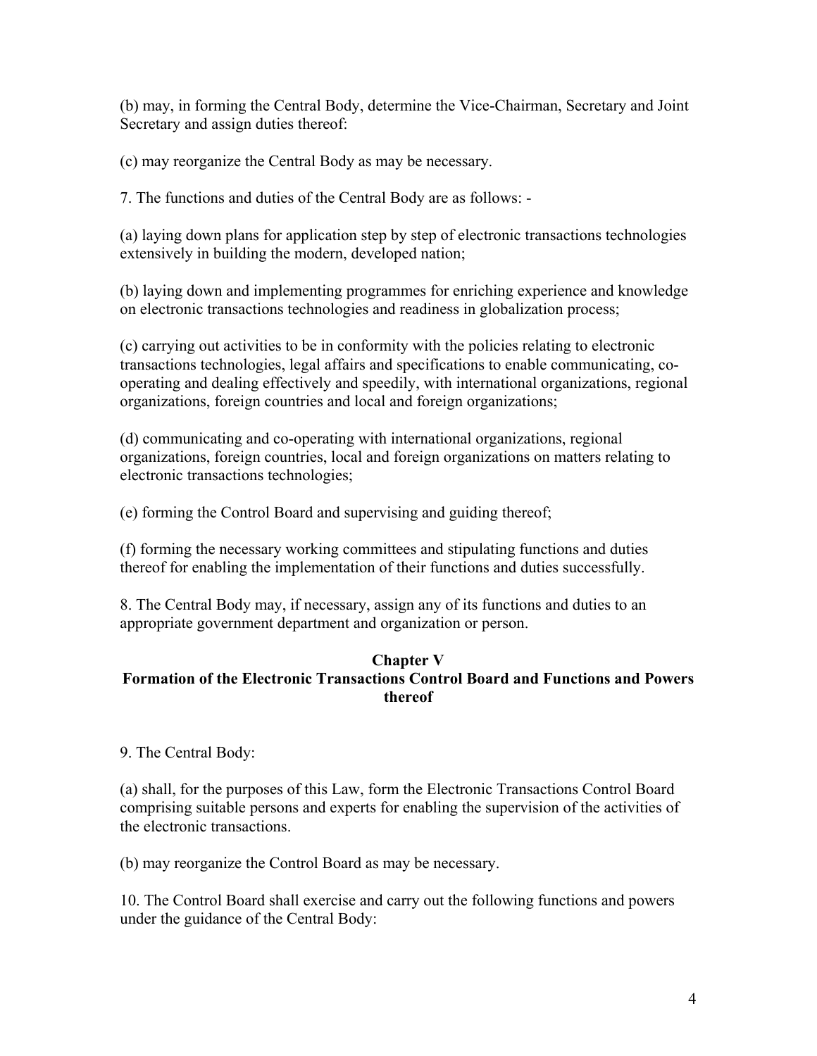(b) may, in forming the Central Body, determine the Vice-Chairman, Secretary and Joint Secretary and assign duties thereof:

(c) may reorganize the Central Body as may be necessary.

7. The functions and duties of the Central Body are as follows: -

(a) laying down plans for application step by step of electronic transactions technologies extensively in building the modern, developed nation;

(b) laying down and implementing programmes for enriching experience and knowledge on electronic transactions technologies and readiness in globalization process;

(c) carrying out activities to be in conformity with the policies relating to electronic transactions technologies, legal affairs and specifications to enable communicating, co-operating and dealing effectively and speedily, with international organizations, regional organizations, foreign countries and local and foreign organizations;

(d) communicating and co-operating with international organizations, regional organizations, foreign countries, local and foreign organizations on matters relating to electronic transactions technologies;

(e) forming the Control Board and supervising and guiding thereof;

(f) forming the necessary working committees and stipulating functions and duties thereof for enabling the implementation of their functions and duties successfully.

8. The Central Body may, if necessary, assign any of its functions and duties to an appropriate government department and organization or person.

## Chapter V
## Formation of the Electronic Transactions Control Board and Functions and Powers thereof

9. The Central Body:

(a) shall, for the purposes of this Law, form the Electronic Transactions Control Board comprising suitable persons and experts for enabling the supervision of the activities of the electronic transactions.

(b) may reorganize the Control Board as may be necessary.

10. The Control Board shall exercise and carry out the following functions and powers under the guidance of the Central Body: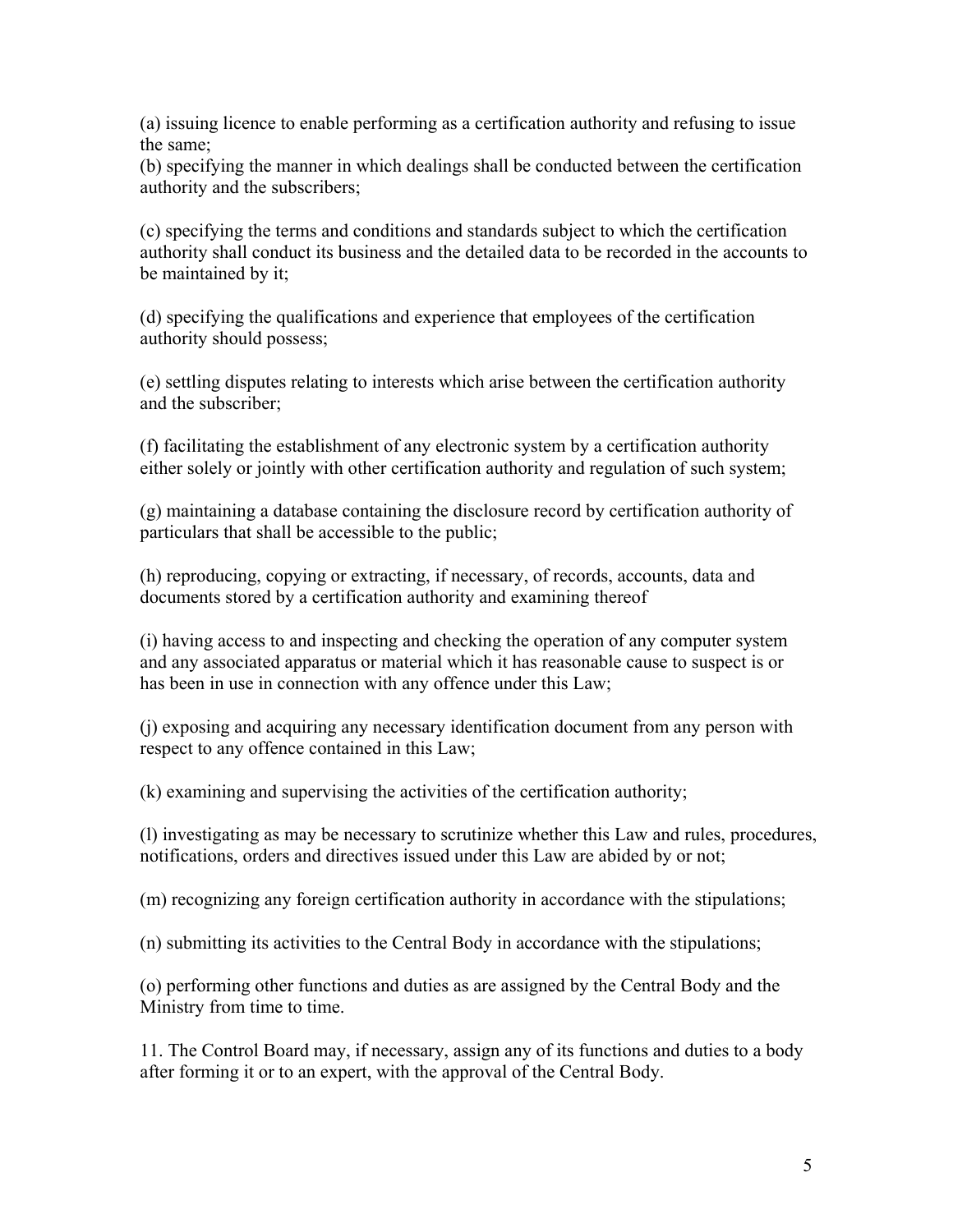(a) issuing licence to enable performing as a certification authority and refusing to issue the same;
(b) specifying the manner in which dealings shall be conducted between the certification authority and the subscribers;

(c) specifying the terms and conditions and standards subject to which the certification authority shall conduct its business and the detailed data to be recorded in the accounts to be maintained by it;

(d) specifying the qualifications and experience that employees of the certification authority should possess;

(e) settling disputes relating to interests which arise between the certification authority and the subscriber;

(f) facilitating the establishment of any electronic system by a certification authority either solely or jointly with other certification authority and regulation of such system;

(g) maintaining a database containing the disclosure record by certification authority of particulars that shall be accessible to the public;

(h) reproducing, copying or extracting, if necessary, of records, accounts, data and documents stored by a certification authority and examining thereof

(i) having access to and inspecting and checking the operation of any computer system and any associated apparatus or material which it has reasonable cause to suspect is or has been in use in connection with any offence under this Law;

(j) exposing and acquiring any necessary identification document from any person with respect to any offence contained in this Law;

(k) examining and supervising the activities of the certification authority;

(l) investigating as may be necessary to scrutinize whether this Law and rules, procedures, notifications, orders and directives issued under this Law are abided by or not;

(m) recognizing any foreign certification authority in accordance with the stipulations;

(n) submitting its activities to the Central Body in accordance with the stipulations;

(o) performing other functions and duties as are assigned by the Central Body and the Ministry from time to time.

11. The Control Board may, if necessary, assign any of its functions and duties to a body after forming it or to an expert, with the approval of the Central Body.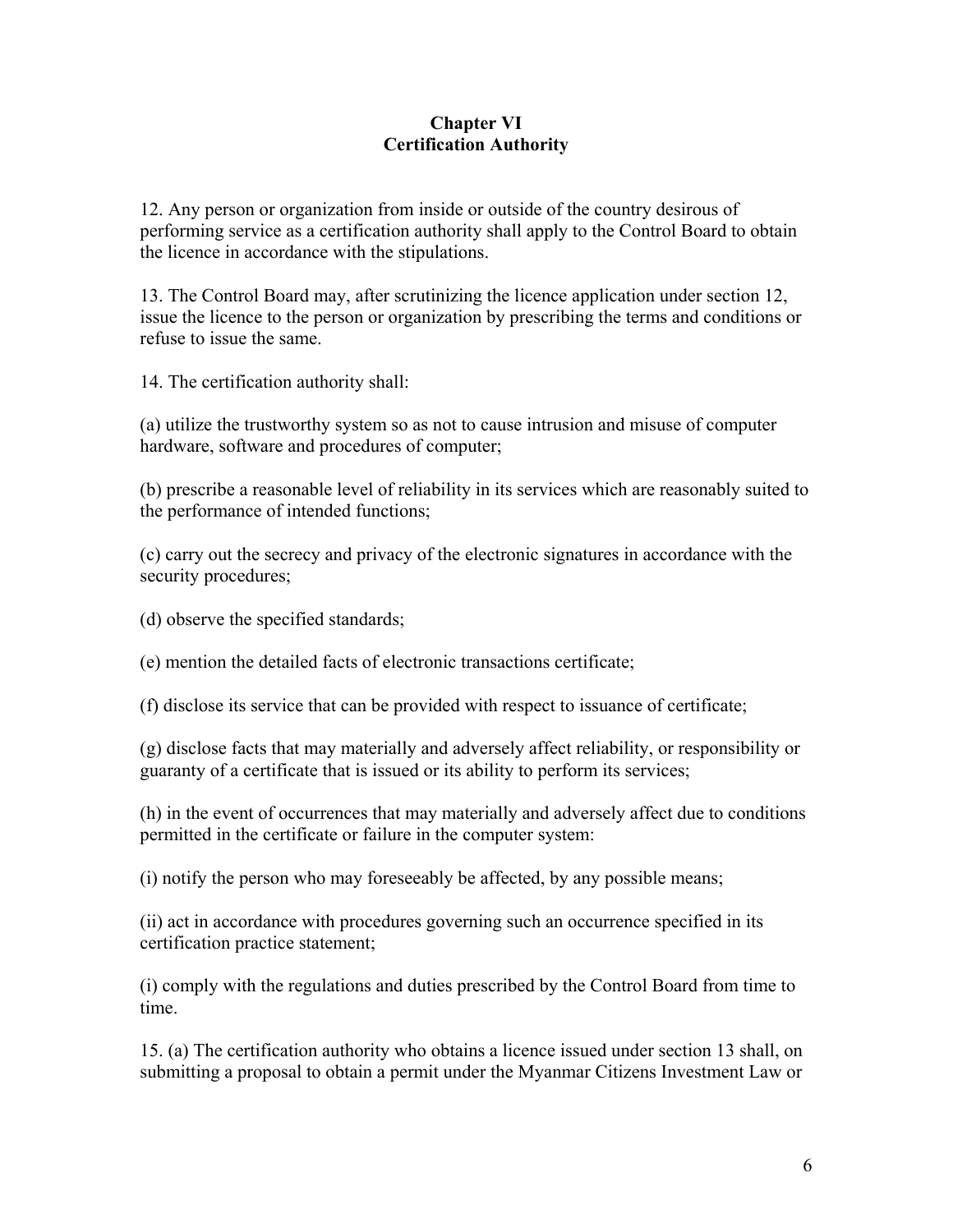## Chapter VI
## Certification Authority

12. Any person or organization from inside or outside of the country desirous of performing service as a certification authority shall apply to the Control Board to obtain the licence in accordance with the stipulations.

13. The Control Board may, after scrutinizing the licence application under section 12, issue the licence to the person or organization by prescribing the terms and conditions or refuse to issue the same.

14. The certification authority shall:

(a) utilize the trustworthy system so as not to cause intrusion and misuse of computer hardware, software and procedures of computer;

(b) prescribe a reasonable level of reliability in its services which are reasonably suited to the performance of intended functions;

(c) carry out the secrecy and privacy of the electronic signatures in accordance with the security procedures;

(d) observe the specified standards;

(e) mention the detailed facts of electronic transactions certificate;

(f) disclose its service that can be provided with respect to issuance of certificate;

(g) disclose facts that may materially and adversely affect reliability, or responsibility or guaranty of a certificate that is issued or its ability to perform its services;

(h) in the event of occurrences that may materially and adversely affect due to conditions permitted in the certificate or failure in the computer system:

(i) notify the person who may foreseeably be affected, by any possible means;

(ii) act in accordance with procedures governing such an occurrence specified in its certification practice statement;

(i) comply with the regulations and duties prescribed by the Control Board from time to time.

15. (a) The certification authority who obtains a licence issued under section 13 shall, on submitting a proposal to obtain a permit under the Myanmar Citizens Investment Law or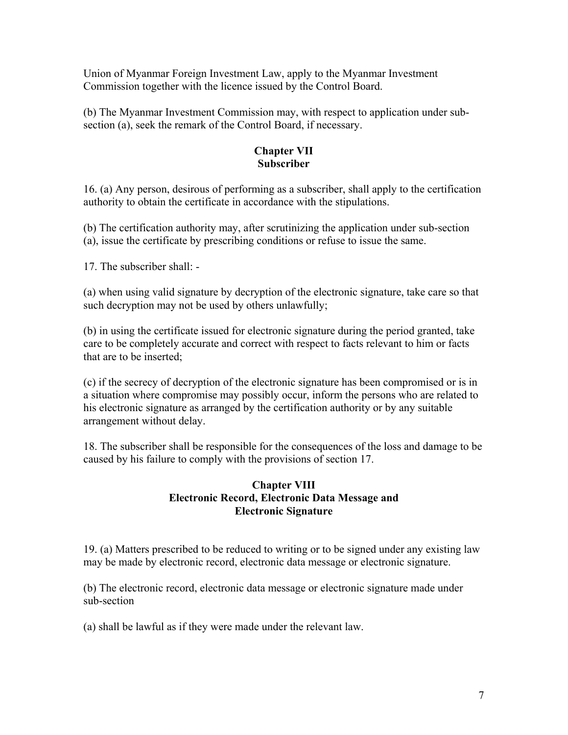Union of Myanmar Foreign Investment Law, apply to the Myanmar Investment Commission together with the licence issued by the Control Board.

(b) The Myanmar Investment Commission may, with respect to application under sub-section (a), seek the remark of the Control Board, if necessary.

## Chapter VII
## Subscriber

16. (a) Any person, desirous of performing as a subscriber, shall apply to the certification authority to obtain the certificate in accordance with the stipulations.

(b) The certification authority may, after scrutinizing the application under sub-section (a), issue the certificate by prescribing conditions or refuse to issue the same.

17. The subscriber shall: -

(a) when using valid signature by decryption of the electronic signature, take care so that such decryption may not be used by others unlawfully;

(b) in using the certificate issued for electronic signature during the period granted, take care to be completely accurate and correct with respect to facts relevant to him or facts that are to be inserted;

(c) if the secrecy of decryption of the electronic signature has been compromised or is in a situation where compromise may possibly occur, inform the persons who are related to his electronic signature as arranged by the certification authority or by any suitable arrangement without delay.

18. The subscriber shall be responsible for the consequences of the loss and damage to be caused by his failure to comply with the provisions of section 17.

## Chapter VIII
## Electronic Record, Electronic Data Message and Electronic Signature

19. (a) Matters prescribed to be reduced to writing or to be signed under any existing law may be made by electronic record, electronic data message or electronic signature.

(b) The electronic record, electronic data message or electronic signature made under sub-section

(a) shall be lawful as if they were made under the relevant law.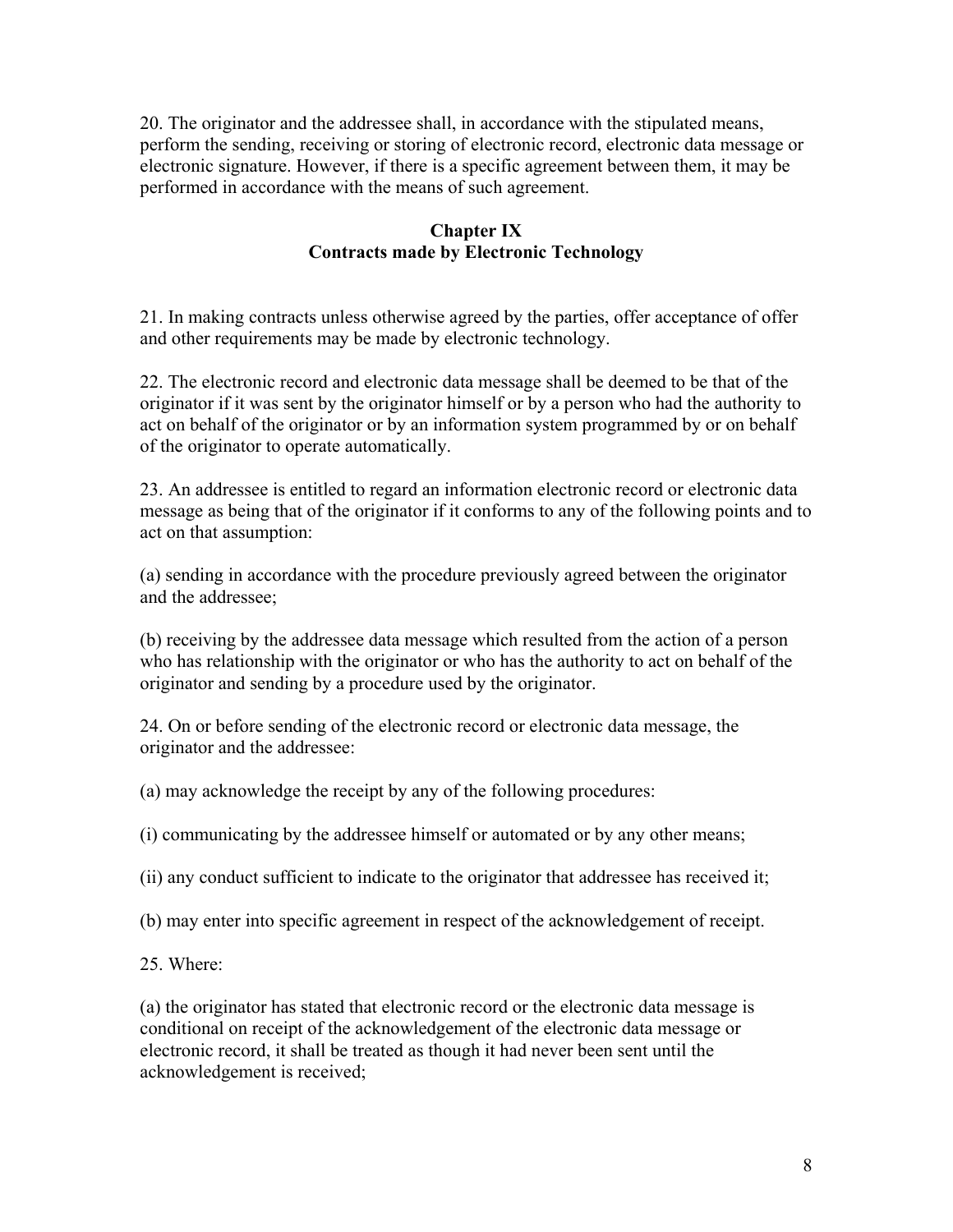20. The originator and the addressee shall, in accordance with the stipulated means, perform the sending, receiving or storing of electronic record, electronic data message or electronic signature. However, if there is a specific agreement between them, it may be performed in accordance with the means of such agreement.

## Chapter IX
## Contracts made by Electronic Technology

21. In making contracts unless otherwise agreed by the parties, offer acceptance of offer and other requirements may be made by electronic technology.

22. The electronic record and electronic data message shall be deemed to be that of the originator if it was sent by the originator himself or by a person who had the authority to act on behalf of the originator or by an information system programmed by or on behalf of the originator to operate automatically.

23. An addressee is entitled to regard an information electronic record or electronic data message as being that of the originator if it conforms to any of the following points and to act on that assumption:

(a) sending in accordance with the procedure previously agreed between the originator and the addressee;

(b) receiving by the addressee data message which resulted from the action of a person who has relationship with the originator or who has the authority to act on behalf of the originator and sending by a procedure used by the originator.

24. On or before sending of the electronic record or electronic data message, the originator and the addressee:

(a) may acknowledge the receipt by any of the following procedures:

(i) communicating by the addressee himself or automated or by any other means;

(ii) any conduct sufficient to indicate to the originator that addressee has received it;

(b) may enter into specific agreement in respect of the acknowledgement of receipt.

25. Where:

(a) the originator has stated that electronic record or the electronic data message is conditional on receipt of the acknowledgement of the electronic data message or electronic record, it shall be treated as though it had never been sent until the acknowledgement is received;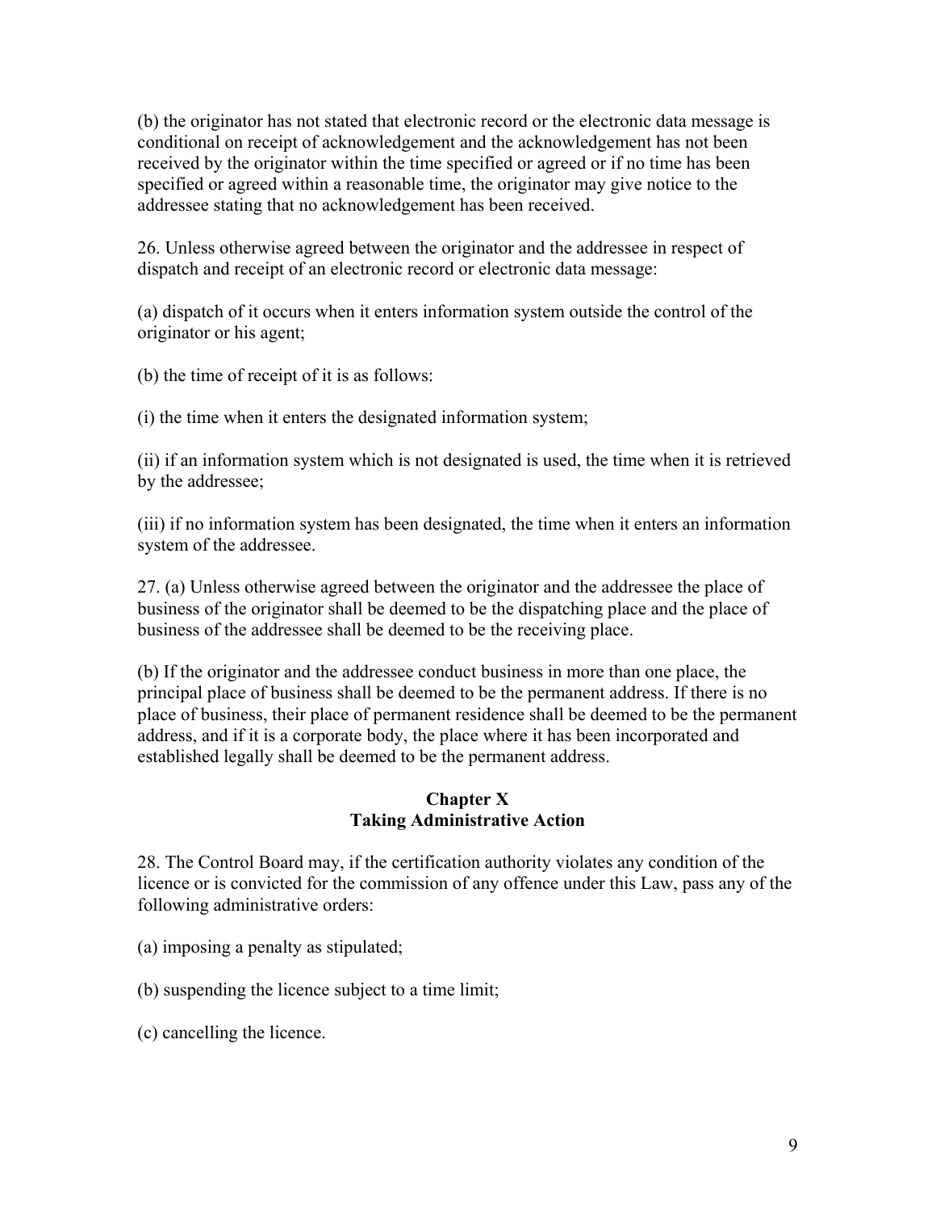(b) the originator has not stated that electronic record or the electronic data message is conditional on receipt of acknowledgement and the acknowledgement has not been received by the originator within the time specified or agreed or if no time has been specified or agreed within a reasonable time, the originator may give notice to the addressee stating that no acknowledgement has been received.

26. Unless otherwise agreed between the originator and the addressee in respect of dispatch and receipt of an electronic record or electronic data message:

(a) dispatch of it occurs when it enters information system outside the control of the originator or his agent;

(b) the time of receipt of it is as follows:

(i) the time when it enters the designated information system;

(ii) if an information system which is not designated is used, the time when it is retrieved by the addressee;

(iii) if no information system has been designated, the time when it enters an information system of the addressee.

27. (a) Unless otherwise agreed between the originator and the addressee the place of business of the originator shall be deemed to be the dispatching place and the place of business of the addressee shall be deemed to be the receiving place.

(b) If the originator and the addressee conduct business in more than one place, the principal place of business shall be deemed to be the permanent address. If there is no place of business, their place of permanent residence shall be deemed to be the permanent address, and if it is a corporate body, the place where it has been incorporated and established legally shall be deemed to be the permanent address.

## Chapter X
## Taking Administrative Action

28. The Control Board may, if the certification authority violates any condition of the licence or is convicted for the commission of any offence under this Law, pass any of the following administrative orders:

(a) imposing a penalty as stipulated;

(b) suspending the licence subject to a time limit;

(c) cancelling the licence.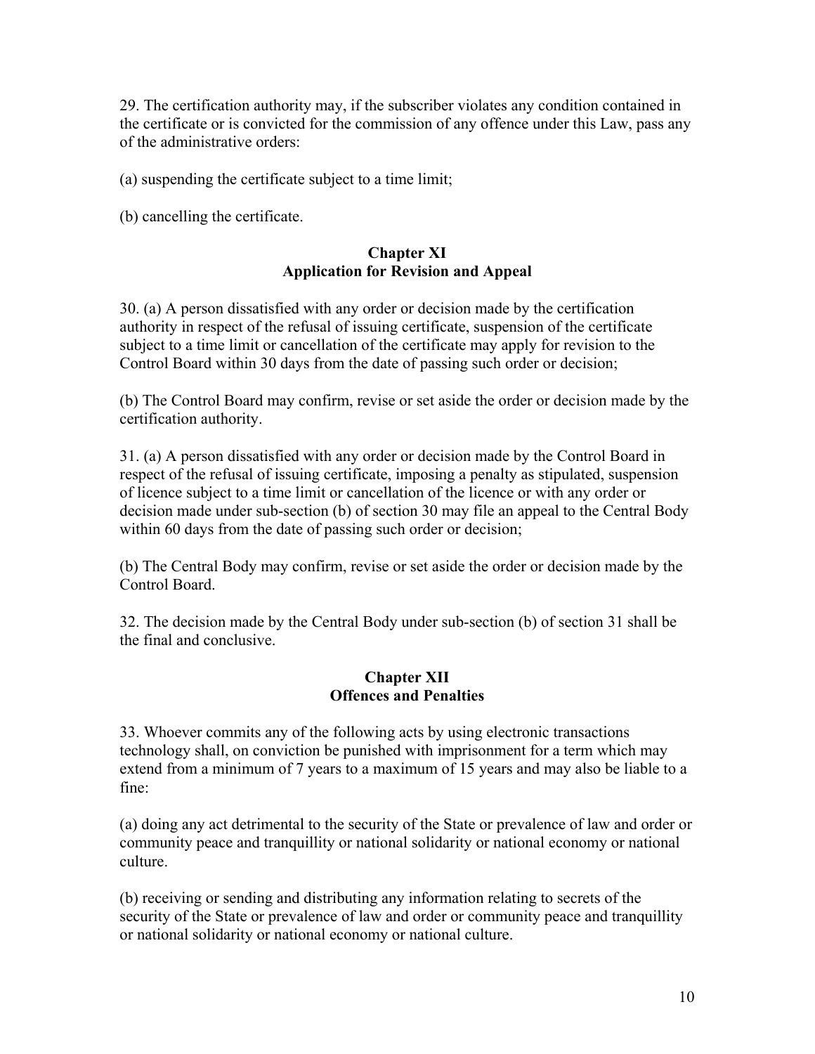29. The certification authority may, if the subscriber violates any condition contained in the certificate or is convicted for the commission of any offence under this Law, pass any of the administrative orders:

(a) suspending the certificate subject to a time limit;

(b) cancelling the certificate.

## Chapter XI
## Application for Revision and Appeal

30. (a) A person dissatisfied with any order or decision made by the certification authority in respect of the refusal of issuing certificate, suspension of the certificate subject to a time limit or cancellation of the certificate may apply for revision to the Control Board within 30 days from the date of passing such order or decision;

(b) The Control Board may confirm, revise or set aside the order or decision made by the certification authority.

31. (a) A person dissatisfied with any order or decision made by the Control Board in respect of the refusal of issuing certificate, imposing a penalty as stipulated, suspension of licence subject to a time limit or cancellation of the licence or with any order or decision made under sub-section (b) of section 30 may file an appeal to the Central Body within 60 days from the date of passing such order or decision;

(b) The Central Body may confirm, revise or set aside the order or decision made by the Control Board.

32. The decision made by the Central Body under sub-section (b) of section 31 shall be the final and conclusive.

## Chapter XII
## Offences and Penalties

33. Whoever commits any of the following acts by using electronic transactions technology shall, on conviction be punished with imprisonment for a term which may extend from a minimum of 7 years to a maximum of 15 years and may also be liable to a fine:

(a) doing any act detrimental to the security of the State or prevalence of law and order or community peace and tranquillity or national solidarity or national economy or national culture.

(b) receiving or sending and distributing any information relating to secrets of the security of the State or prevalence of law and order or community peace and tranquillity or national solidarity or national economy or national culture.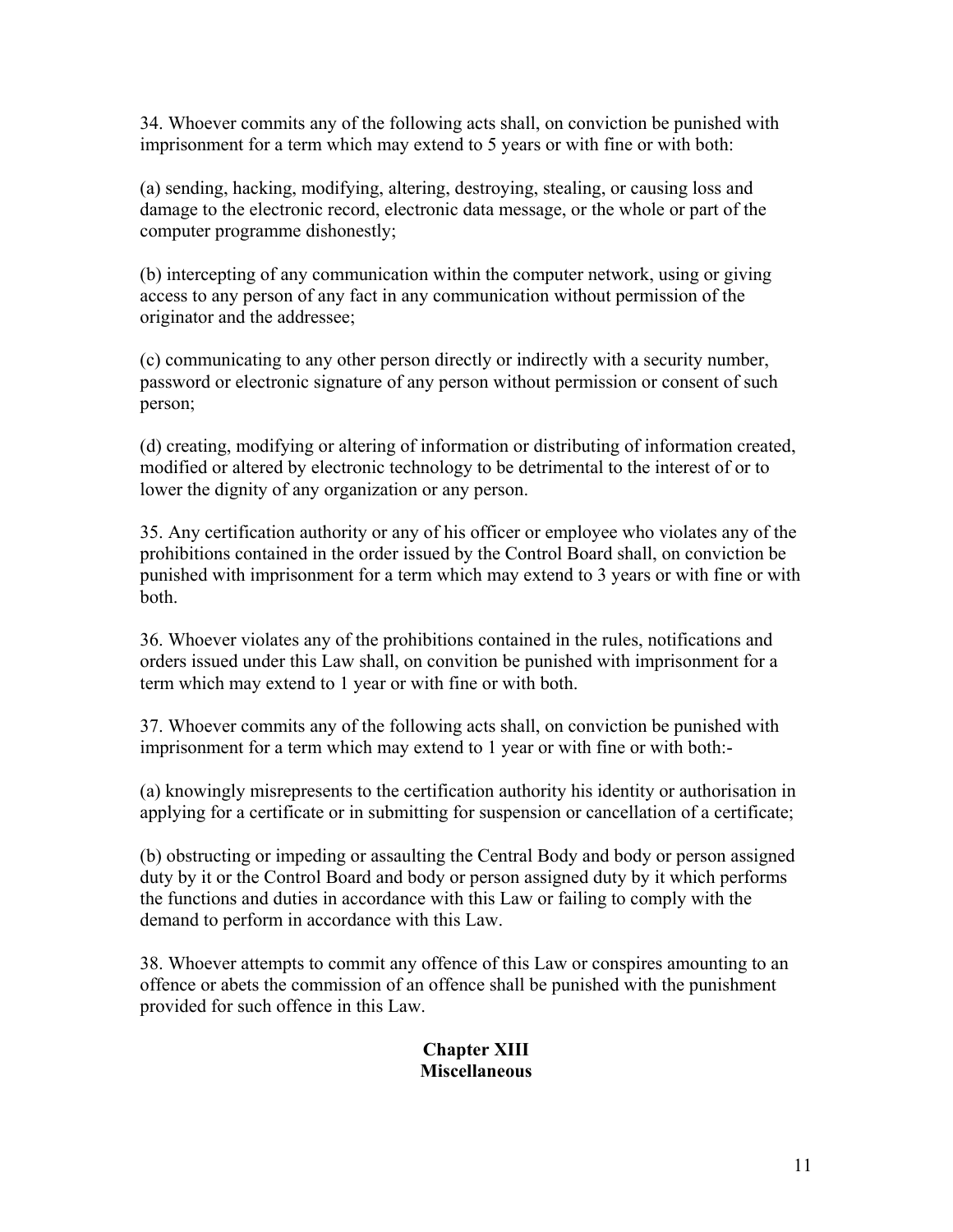34. Whoever commits any of the following acts shall, on conviction be punished with imprisonment for a term which may extend to 5 years or with fine or with both:

(a) sending, hacking, modifying, altering, destroying, stealing, or causing loss and damage to the electronic record, electronic data message, or the whole or part of the computer programme dishonestly;

(b) intercepting of any communication within the computer network, using or giving access to any person of any fact in any communication without permission of the originator and the addressee;

(c) communicating to any other person directly or indirectly with a security number, password or electronic signature of any person without permission or consent of such person;

(d) creating, modifying or altering of information or distributing of information created, modified or altered by electronic technology to be detrimental to the interest of or to lower the dignity of any organization or any person.

35. Any certification authority or any of his officer or employee who violates any of the prohibitions contained in the order issued by the Control Board shall, on conviction be punished with imprisonment for a term which may extend to 3 years or with fine or with both.

36. Whoever violates any of the prohibitions contained in the rules, notifications and orders issued under this Law shall, on convition be punished with imprisonment for a term which may extend to 1 year or with fine or with both.

37. Whoever commits any of the following acts shall, on conviction be punished with imprisonment for a term which may extend to 1 year or with fine or with both:-

(a) knowingly misrepresents to the certification authority his identity or authorisation in applying for a certificate or in submitting for suspension or cancellation of a certificate;

(b) obstructing or impeding or assaulting the Central Body and body or person assigned duty by it or the Control Board and body or person assigned duty by it which performs the functions and duties in accordance with this Law or failing to comply with the demand to perform in accordance with this Law.

38. Whoever attempts to commit any offence of this Law or conspires amounting to an offence or abets the commission of an offence shall be punished with the punishment provided for such offence in this Law.

## Chapter XIII
## Miscellaneous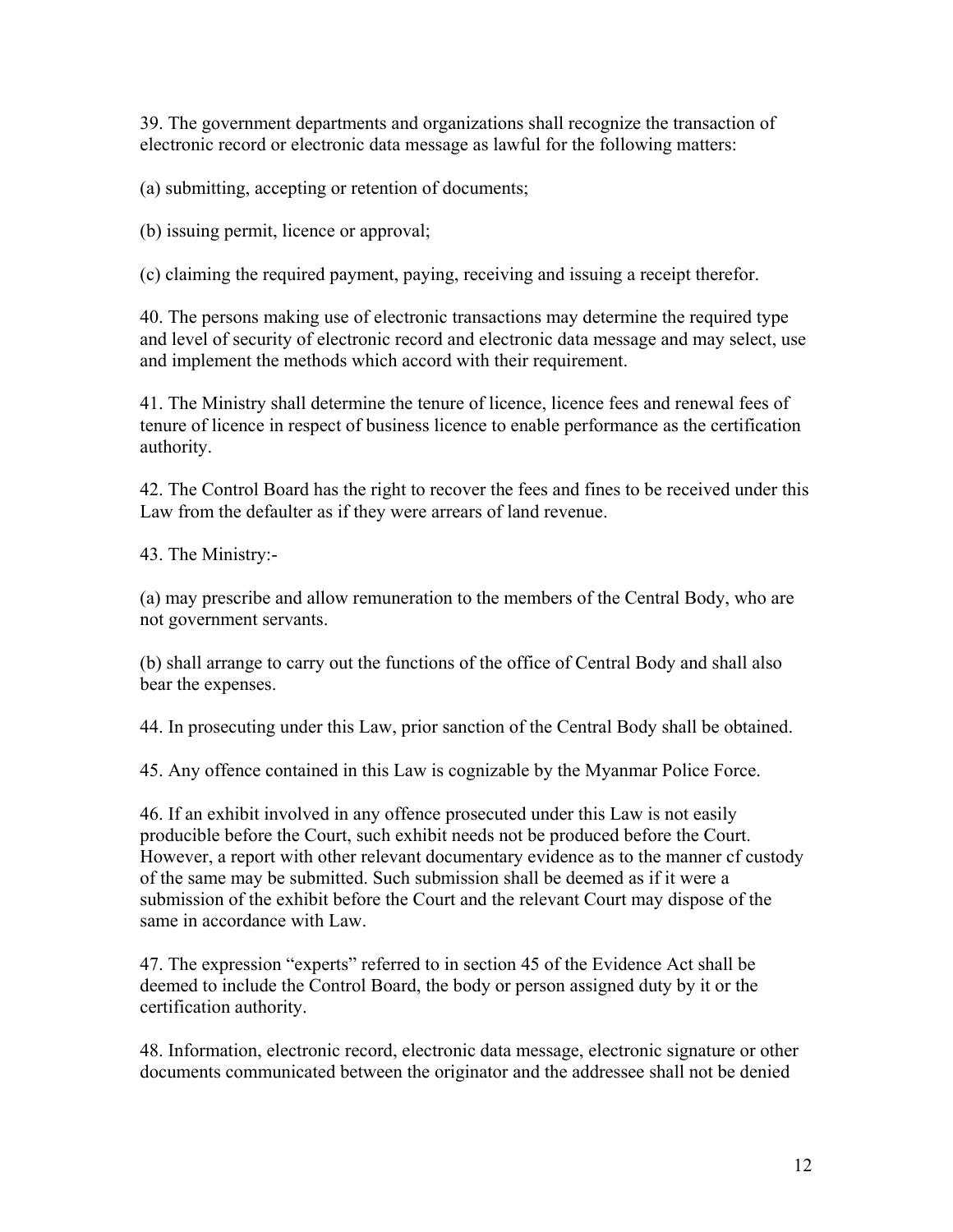39. The government departments and organizations shall recognize the transaction of electronic record or electronic data message as lawful for the following matters:

(a) submitting, accepting or retention of documents;

(b) issuing permit, licence or approval;

(c) claiming the required payment, paying, receiving and issuing a receipt therefor.

40. The persons making use of electronic transactions may determine the required type and level of security of electronic record and electronic data message and may select, use and implement the methods which accord with their requirement.

41. The Ministry shall determine the tenure of licence, licence fees and renewal fees of tenure of licence in respect of business licence to enable performance as the certification authority.

42. The Control Board has the right to recover the fees and fines to be received under this Law from the defaulter as if they were arrears of land revenue.

43. The Ministry:-

(a) may prescribe and allow remuneration to the members of the Central Body, who are not government servants.

(b) shall arrange to carry out the functions of the office of Central Body and shall also bear the expenses.

44. In prosecuting under this Law, prior sanction of the Central Body shall be obtained.

45. Any offence contained in this Law is cognizable by the Myanmar Police Force.

46. If an exhibit involved in any offence prosecuted under this Law is not easily producible before the Court, such exhibit needs not be produced before the Court. However, a report with other relevant documentary evidence as to the manner cf custody of the same may be submitted. Such submission shall be deemed as if it were a submission of the exhibit before the Court and the relevant Court may dispose of the same in accordance with Law.

47. The expression "experts" referred to in section 45 of the Evidence Act shall be deemed to include the Control Board, the body or person assigned duty by it or the certification authority.

48. Information, electronic record, electronic data message, electronic signature or other documents communicated between the originator and the addressee shall not be denied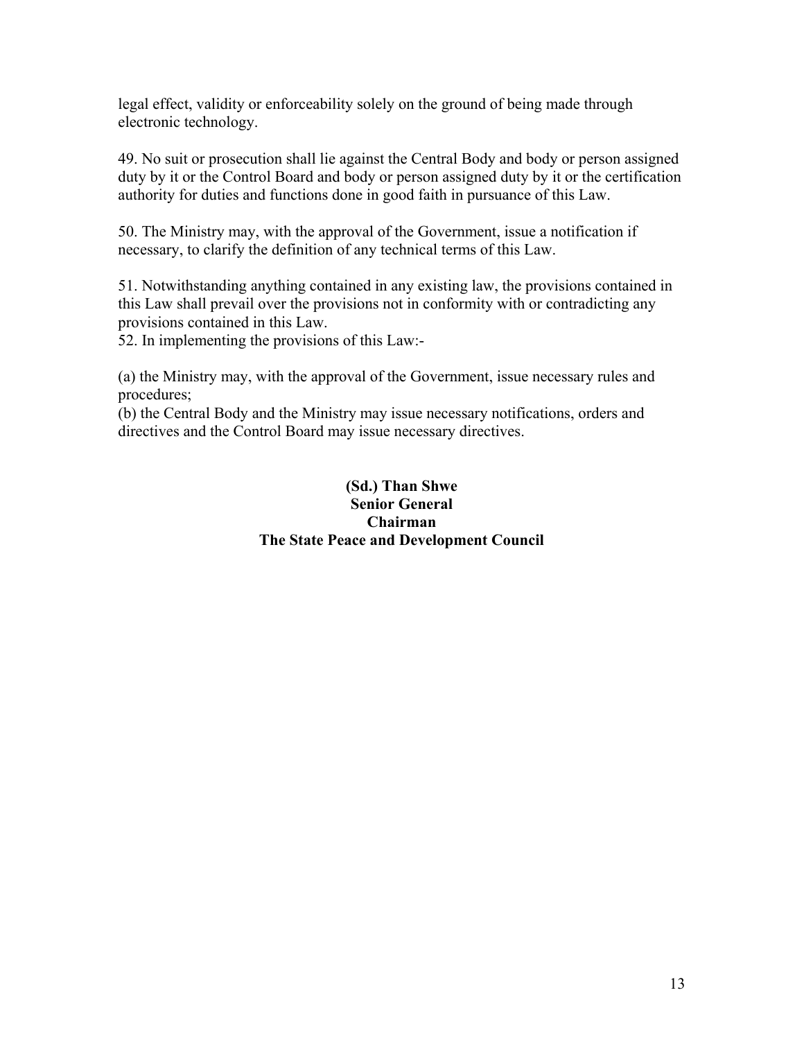legal effect, validity or enforceability solely on the ground of being made through electronic technology.

49. No suit or prosecution shall lie against the Central Body and body or person assigned duty by it or the Control Board and body or person assigned duty by it or the certification authority for duties and functions done in good faith in pursuance of this Law.

50. The Ministry may, with the approval of the Government, issue a notification if necessary, to clarify the definition of any technical terms of this Law.

51. Notwithstanding anything contained in any existing law, the provisions contained in this Law shall prevail over the provisions not in conformity with or contradicting any provisions contained in this Law.

52. In implementing the provisions of this Law:-

(a) the Ministry may, with the approval of the Government, issue necessary rules and procedures;

(b) the Central Body and the Ministry may issue necessary notifications, orders and directives and the Control Board may issue necessary directives.

**(Sd.) Than Shwe**
**Senior General**
**Chairman**
**The State Peace and Development Council**